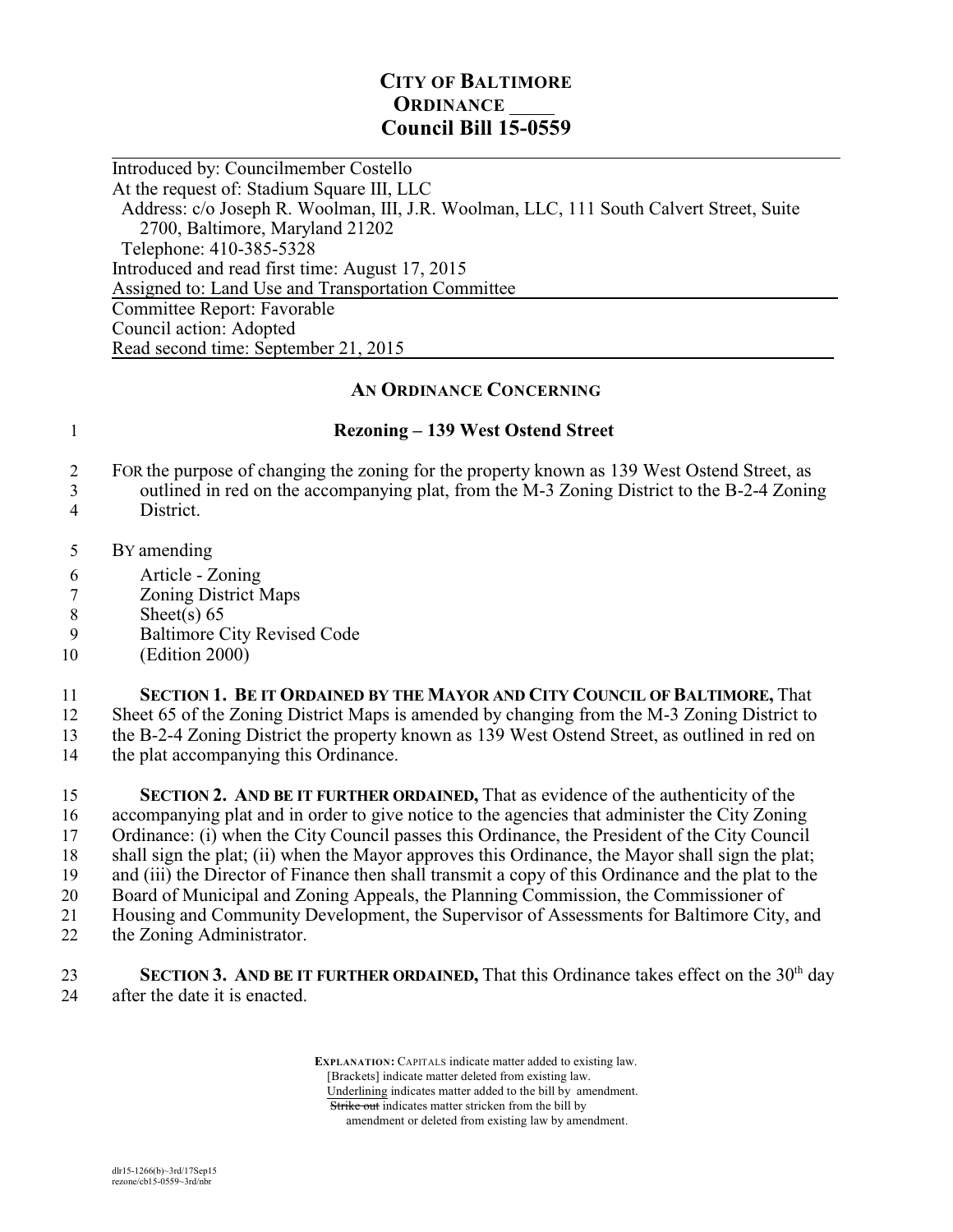# CITY OF BALTIMORE
## ORDINANCE ____
## Council Bill 15-0559

Introduced by: Councilmember Costello
At the request of: Stadium Square III, LLC
Address: c/o Joseph R. Woolman, III, J.R. Woolman, LLC, 111 South Calvert Street, Suite 2700, Baltimore, Maryland 21202
Telephone: 410-385-5328
Introduced and read first time: August 17, 2015
Assigned to: Land Use and Transportation Committee

Committee Report: Favorable
Council action: Adopted
Read second time: September 21, 2015

### AN ORDINANCE CONCERNING

1 **Rezoning – 139 West Ostend Street**

2 FOR the purpose of changing the zoning for the property known as 139 West Ostend Street, as
3 outlined in red on the accompanying plat, from the M-3 Zoning District to the B-2-4 Zoning
4 District.

5 BY amending
6 Article - Zoning
7 Zoning District Maps
8 Sheet(s) 65
9 Baltimore City Revised Code
10 (Edition 2000)

11 **SECTION 1. BE IT ORDAINED BY THE MAYOR AND CITY COUNCIL OF BALTIMORE,** That
12 Sheet 65 of the Zoning District Maps is amended by changing from the M-3 Zoning District to
13 the B-2-4 Zoning District the property known as 139 West Ostend Street, as outlined in red on
14 the plat accompanying this Ordinance.

15 **SECTION 2. AND BE IT FURTHER ORDAINED,** That as evidence of the authenticity of the
16 accompanying plat and in order to give notice to the agencies that administer the City Zoning
17 Ordinance: (i) when the City Council passes this Ordinance, the President of the City Council
18 shall sign the plat; (ii) when the Mayor approves this Ordinance, the Mayor shall sign the plat;
19 and (iii) the Director of Finance then shall transmit a copy of this Ordinance and the plat to the
20 Board of Municipal and Zoning Appeals, the Planning Commission, the Commissioner of
21 Housing and Community Development, the Supervisor of Assessments for Baltimore City, and
22 the Zoning Administrator.

23 **SECTION 3. AND BE IT FURTHER ORDAINED,** That this Ordinance takes effect on the 30th day
24 after the date it is enacted.

**EXPLANATION:** CAPITALS indicate matter added to existing law.
[Brackets] indicate matter deleted from existing law.
Underlining indicates matter added to the bill by amendment.
~~Strike out~~ indicates matter stricken from the bill by amendment or deleted from existing law by amendment.

dlr15-1266(b)~3rd/17Sep15
rezone/cb15-0559~3rd/nbr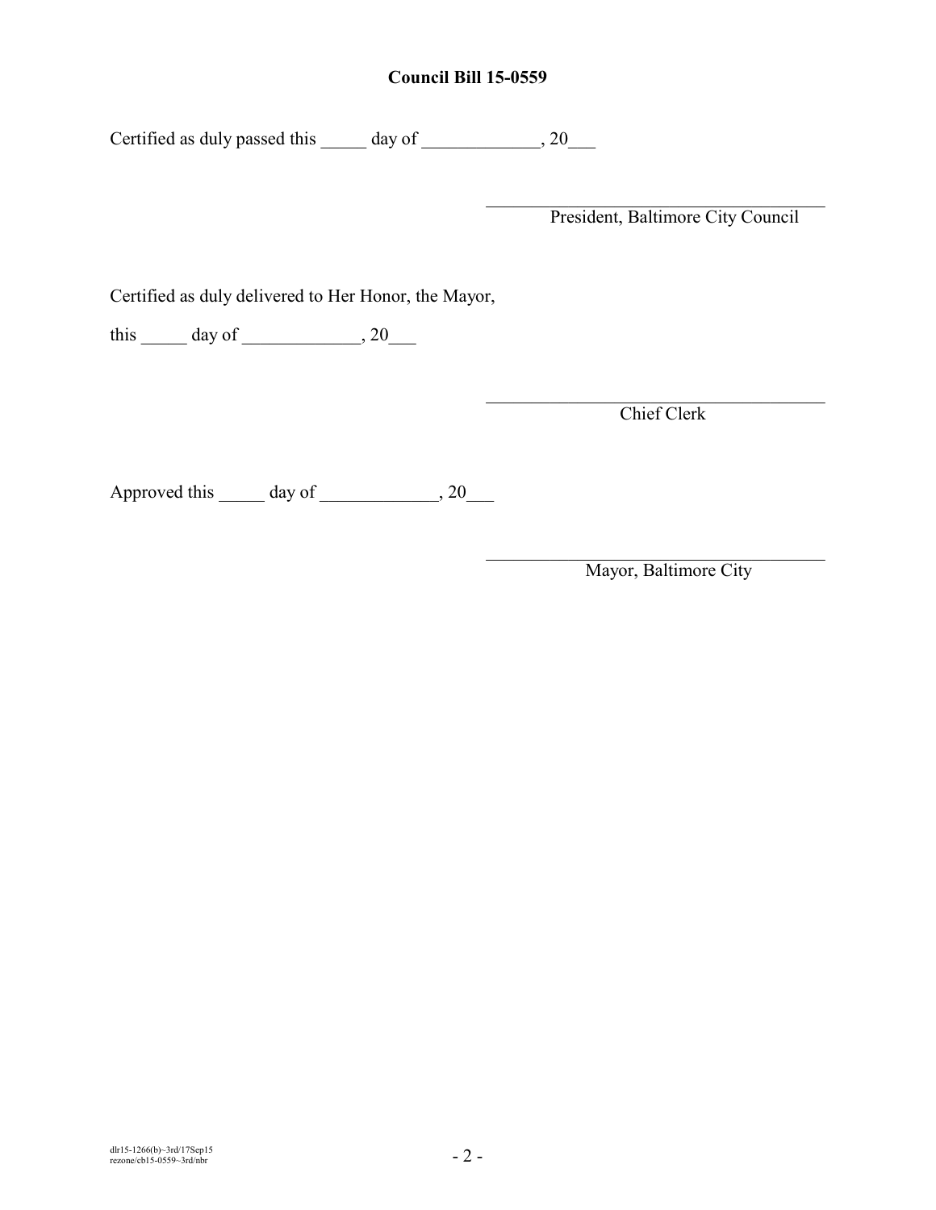**Council Bill 15-0559**

Certified as duly passed this _____ day of _____________, 20___

\_\_\_\_\_\_\_\_\_\_\_\_\_\_\_\_\_\_\_\_\_\_\_\_\_\_\_\_\_\_\_\_\_\_\_\_\_\_\_\_
President, Baltimore City Council

Certified as duly delivered to Her Honor, the Mayor,

this _____ day of _____________, 20___

\_\_\_\_\_\_\_\_\_\_\_\_\_\_\_\_\_\_\_\_\_\_\_\_\_\_\_\_\_\_\_\_\_\_\_\_\_\_\_\_
Chief Clerk

Approved this _____ day of _____________, 20___

\_\_\_\_\_\_\_\_\_\_\_\_\_\_\_\_\_\_\_\_\_\_\_\_\_\_\_\_\_\_\_\_\_\_\_\_\_\_\_\_
Mayor, Baltimore City

dlr15-1266(b)~3rd/17Sep15
rezone/cb15-0559~3rd/nbr